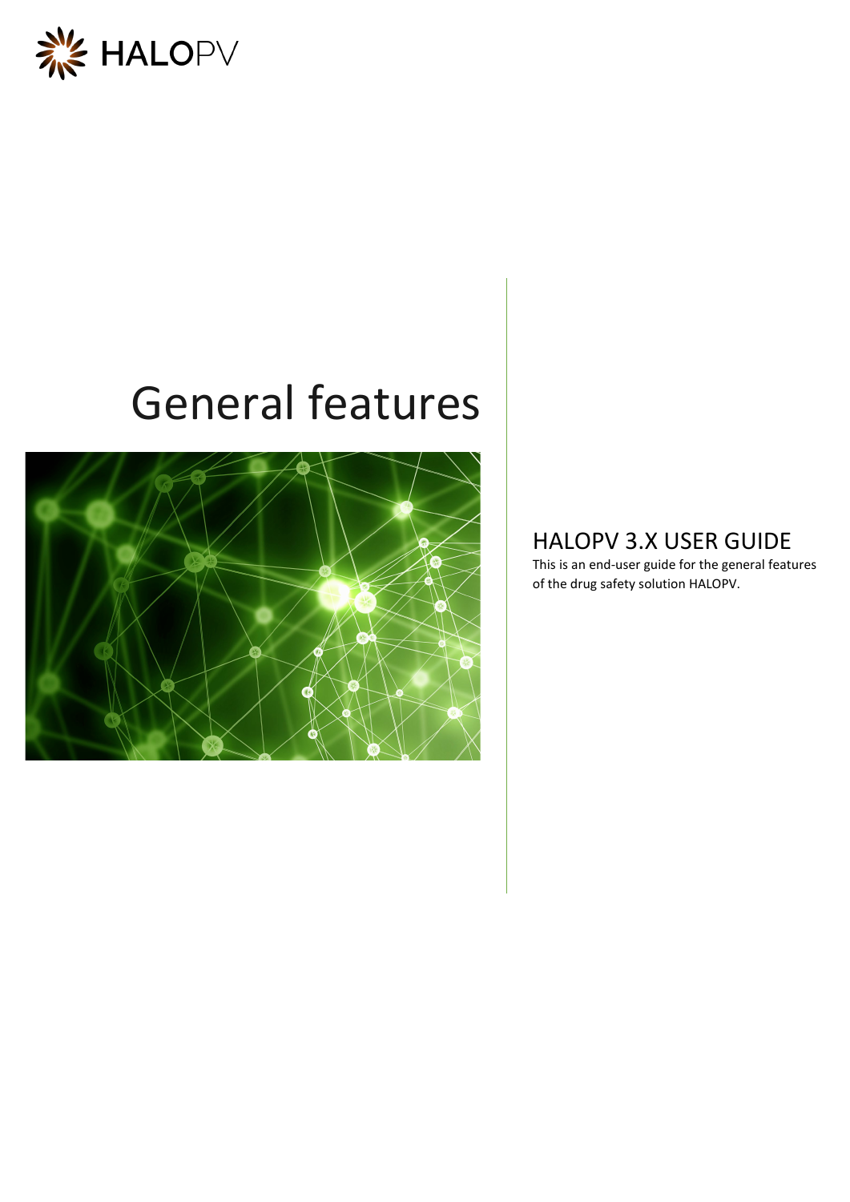HALOPV

# General features

## HALOPV 3.X USER GUIDE

This is an end-user guide for the general features of the drug safety solution HALOPV.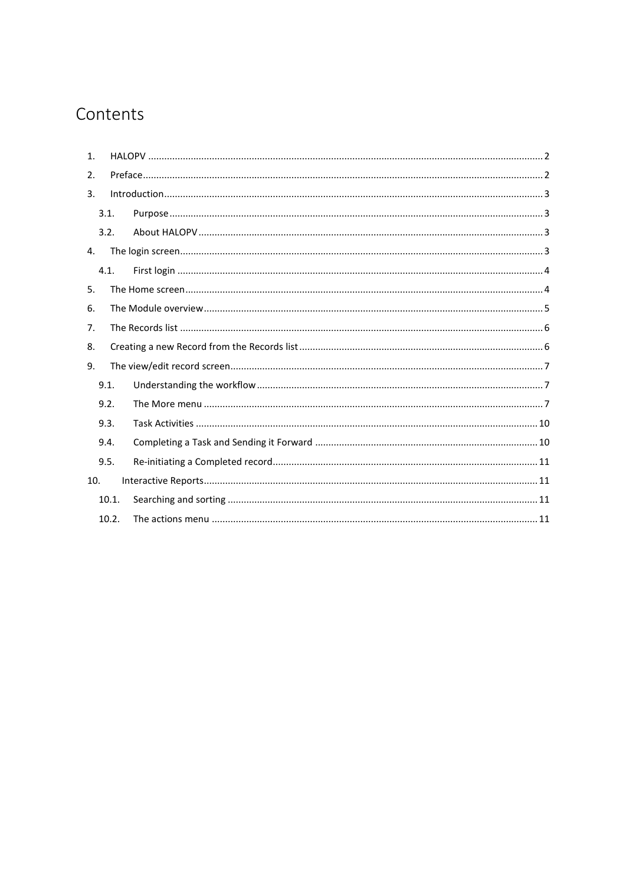# Contents

1. HALOPV ........ 2
2. Preface ........ 2
3. Introduction ........ 3
   - 3.1. Purpose ........ 3
   - 3.2. About HALOPV ........ 3
4. The login screen ........ 3
   - 4.1. First login ........ 4
5. The Home screen ........ 4
6. The Module overview ........ 5
7. The Records list ........ 6
8. Creating a new Record from the Records list ........ 6
9. The view/edit record screen ........ 7
   - 9.1. Understanding the workflow ........ 7
   - 9.2. The More menu ........ 7
   - 9.3. Task Activities ........ 10
   - 9.4. Completing a Task and Sending it Forward ........ 10
   - 9.5. Re-initiating a Completed record ........ 11
10. Interactive Reports ........ 11
    - 10.1. Searching and sorting ........ 11
    - 10.2. The actions menu ........ 11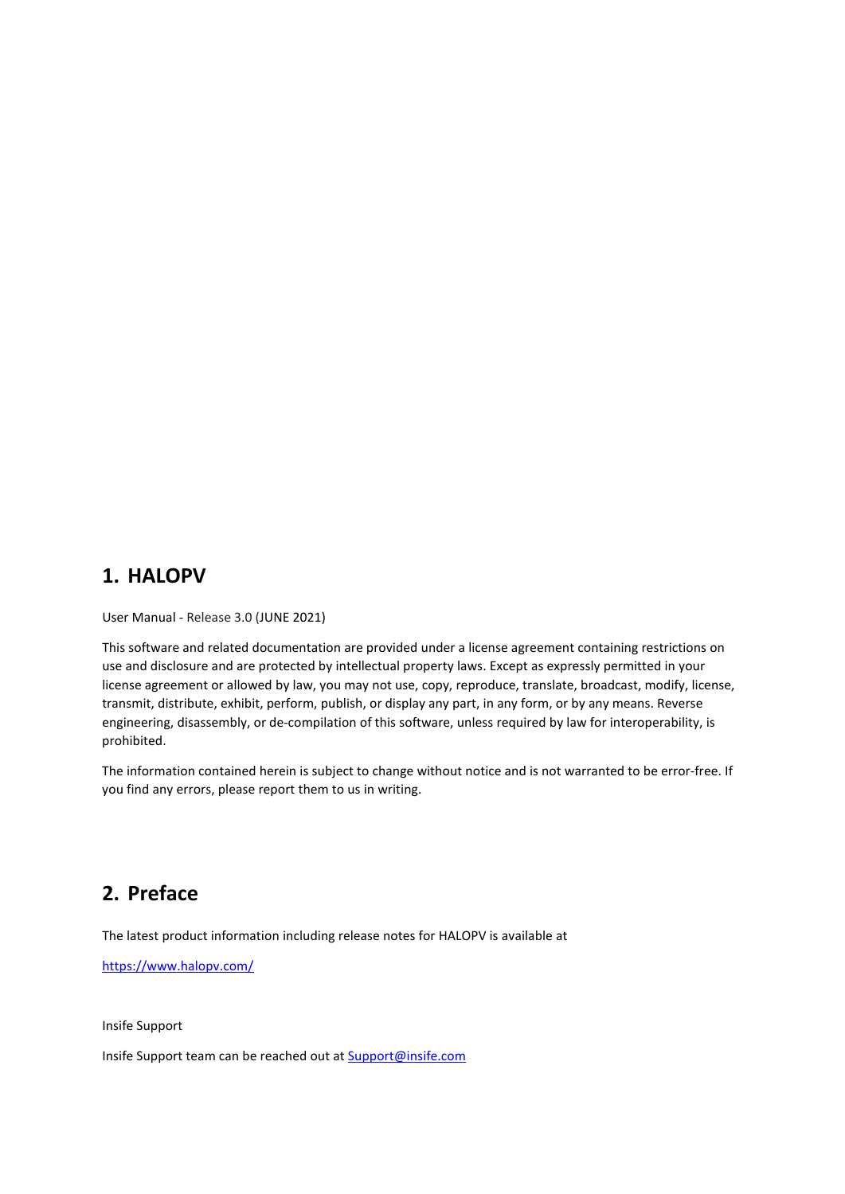# 1. HALOPV

User Manual - Release 3.0 (JUNE 2021)

This software and related documentation are provided under a license agreement containing restrictions on use and disclosure and are protected by intellectual property laws. Except as expressly permitted in your license agreement or allowed by law, you may not use, copy, reproduce, translate, broadcast, modify, license, transmit, distribute, exhibit, perform, publish, or display any part, in any form, or by any means. Reverse engineering, disassembly, or de-compilation of this software, unless required by law for interoperability, is prohibited.

The information contained herein is subject to change without notice and is not warranted to be error-free. If you find any errors, please report them to us in writing.

# 2. Preface

The latest product information including release notes for HALOPV is available at

https://www.halopv.com/

Insife Support

Insife Support team can be reached out at Support@insife.com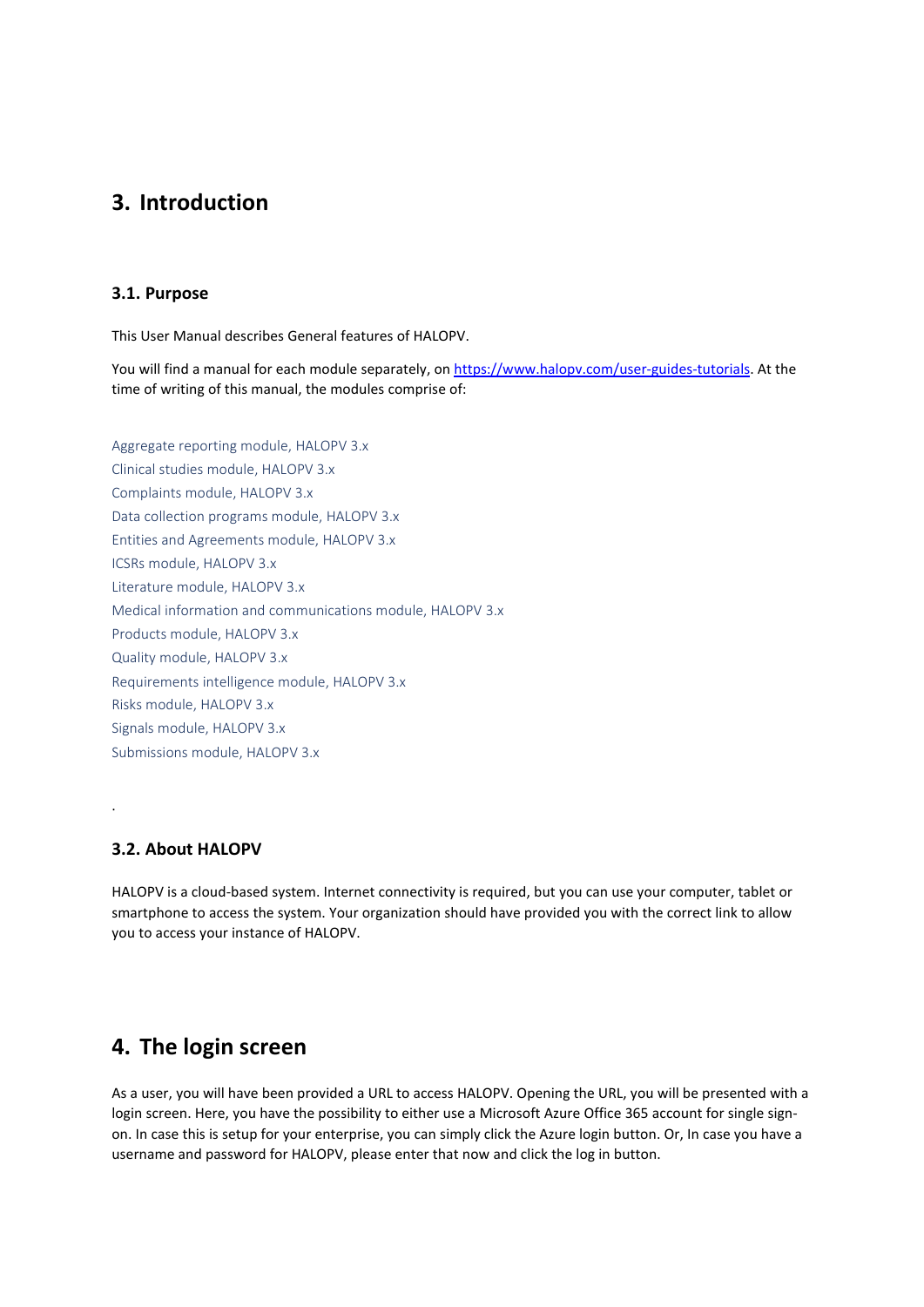# 3. Introduction

## 3.1. Purpose

This User Manual describes General features of HALOPV.

You will find a manual for each module separately, on [https://www.halopv.com/user-guides-tutorials](https://www.halopv.com/user-guides-tutorials). At the time of writing of this manual, the modules comprise of:

Aggregate reporting module, HALOPV 3.x
Clinical studies module, HALOPV 3.x
Complaints module, HALOPV 3.x
Data collection programs module, HALOPV 3.x
Entities and Agreements module, HALOPV 3.x
ICSRs module, HALOPV 3.x
Literature module, HALOPV 3.x
Medical information and communications module, HALOPV 3.x
Products module, HALOPV 3.x
Quality module, HALOPV 3.x
Requirements intelligence module, HALOPV 3.x
Risks module, HALOPV 3.x
Signals module, HALOPV 3.x
Submissions module, HALOPV 3.x

.

## 3.2. About HALOPV

HALOPV is a cloud-based system. Internet connectivity is required, but you can use your computer, tablet or smartphone to access the system. Your organization should have provided you with the correct link to allow you to access your instance of HALOPV.

# 4. The login screen

As a user, you will have been provided a URL to access HALOPV. Opening the URL, you will be presented with a login screen. Here, you have the possibility to either use a Microsoft Azure Office 365 account for single sign-on. In case this is setup for your enterprise, you can simply click the Azure login button. Or, In case you have a username and password for HALOPV, please enter that now and click the log in button.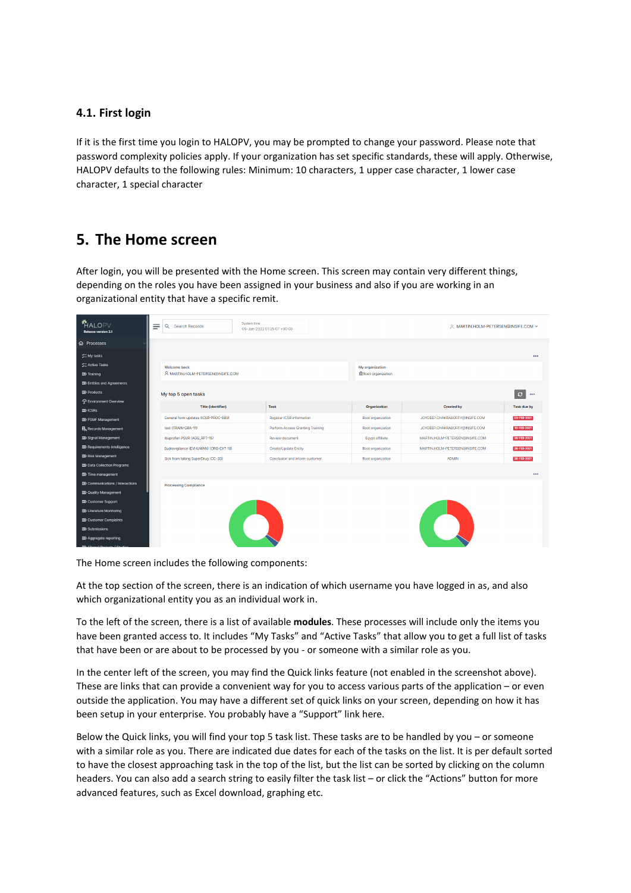### 4.1. First login

If it is the first time you login to HALOPV, you may be prompted to change your password. Please note that password complexity policies apply. If your organization has set specific standards, these will apply. Otherwise, HALOPV defaults to the following rules: Minimum: 10 characters, 1 upper case character, 1 lower case character, 1 special character

## 5. The Home screen

After login, you will be presented with the Home screen. This screen may contain very different things, depending on the roles you have been assigned in your business and also if you are working in an organizational entity that have a specific remit.

The Home screen includes the following components:

At the top section of the screen, there is an indication of which username you have logged in as, and also which organizational entity you as an individual work in.

To the left of the screen, there is a list of available **modules**. These processes will include only the items you have been granted access to. It includes "My Tasks" and "Active Tasks" that allow you to get a full list of tasks that have been or are about to be processed by you - or someone with a similar role as you.

In the center left of the screen, you may find the Quick links feature (not enabled in the screenshot above). These are links that can provide a convenient way for you to access various parts of the application – or even outside the application. You may have a different set of quick links on your screen, depending on how it has been setup in your enterprise. You probably have a "Support" link here.

Below the Quick links, you will find your top 5 task list. These tasks are to be handled by you – or someone with a similar role as you. There are indicated due dates for each of the tasks on the list. It is per default sorted to have the closest approaching task in the top of the list, but the list can be sorted by clicking on the column headers. You can also add a search string to easily filter the task list – or click the "Actions" button for more advanced features, such as Excel download, graphing etc.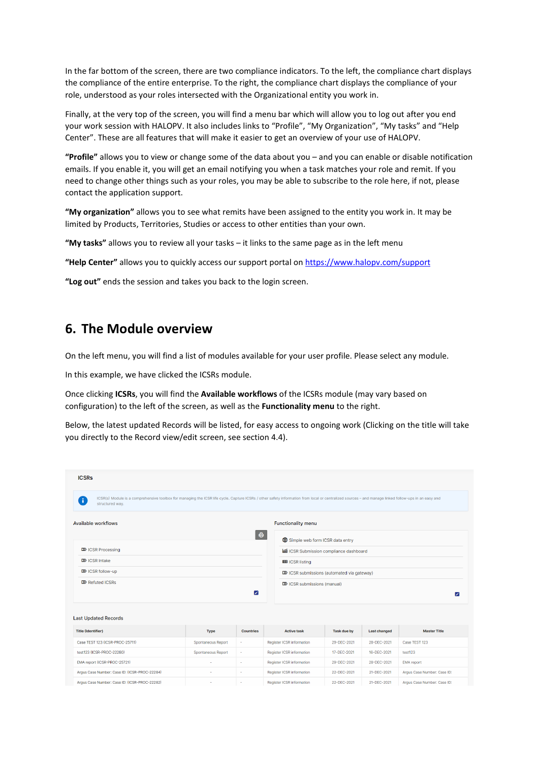In the far bottom of the screen, there are two compliance indicators. To the left, the compliance chart displays the compliance of the entire enterprise. To the right, the compliance chart displays the compliance of your role, understood as your roles intersected with the Organizational entity you work in.

Finally, at the very top of the screen, you will find a menu bar which will allow you to log out after you end your work session with HALOPV. It also includes links to "Profile", "My Organization", "My tasks" and "Help Center". These are all features that will make it easier to get an overview of your use of HALOPV.

**"Profile"** allows you to view or change some of the data about you – and you can enable or disable notification emails. If you enable it, you will get an email notifying you when a task matches your role and remit. If you need to change other things such as your roles, you may be able to subscribe to the role here, if not, please contact the application support.

**"My organization"** allows you to see what remits have been assigned to the entity you work in. It may be limited by Products, Territories, Studies or access to other entities than your own.

**"My tasks"** allows you to review all your tasks – it links to the same page as in the left menu

**"Help Center"** allows you to quickly access our support portal on https://www.halopv.com/support

**"Log out"** ends the session and takes you back to the login screen.

## 6. The Module overview

On the left menu, you will find a list of modules available for your user profile. Please select any module.

In this example, we have clicked the ICSRs module.

Once clicking **ICSRs**, you will find the **Available workflows** of the ICSRs module (may vary based on configuration) to the left of the screen, as well as the **Functionality menu** to the right.

Below, the latest updated Records will be listed, for easy access to ongoing work (Clicking on the title will take you directly to the Record view/edit screen, see section 4.4).

ICSRs

ICSR(s) Module is a comprehensive toolbox for managing the ICSR life cycle. Capture ICSRs / other safety information from local or centralized sources – and manage linked follow-ups in an easy and structured way.

Available workflows

- ICSR Processing
- ICSR Intake
- ICSR follow-up
- Refuted ICSRs

Functionality menu

- Simple web form ICSR data entry
- ICSR Submission compliance dashboard
- ICSR listing
- ICSR submissions (automated via gateway)
- ICSR submissions (manual)

Last Updated Records

| Title (identifier) | Type | Countries | Active task | Task due by | Last changed | Master Title |
|---|---|---|---|---|---|---|
| Case TEST 123 (ICSR-PROC-25711) | Spontaneous Report | - | Register ICSR information | 29-DEC-2021 | 28-DEC-2021 | Case TEST 123 |
| test123 (ICSR-PROC-22280) | Spontaneous Report | - | Register ICSR information | 17-DEC-2021 | 16-DEC-2021 | test123 |
| EMA report (ICSR-PROC-25721) | - | - | Register ICSR information | 29-DEC-2021 | 28-DEC-2021 | EMA report |
| Argus Case Number: Case ID: (ICSR-PROC-22284) | - | - | Register ICSR information | 22-DEC-2021 | 21-DEC-2021 | Argus Case Number: Case ID: |
| Argus Case Number: Case ID: (ICSR-PROC-22282) | - | - | Register ICSR information | 22-DEC-2021 | 21-DEC-2021 | Argus Case Number: Case ID: |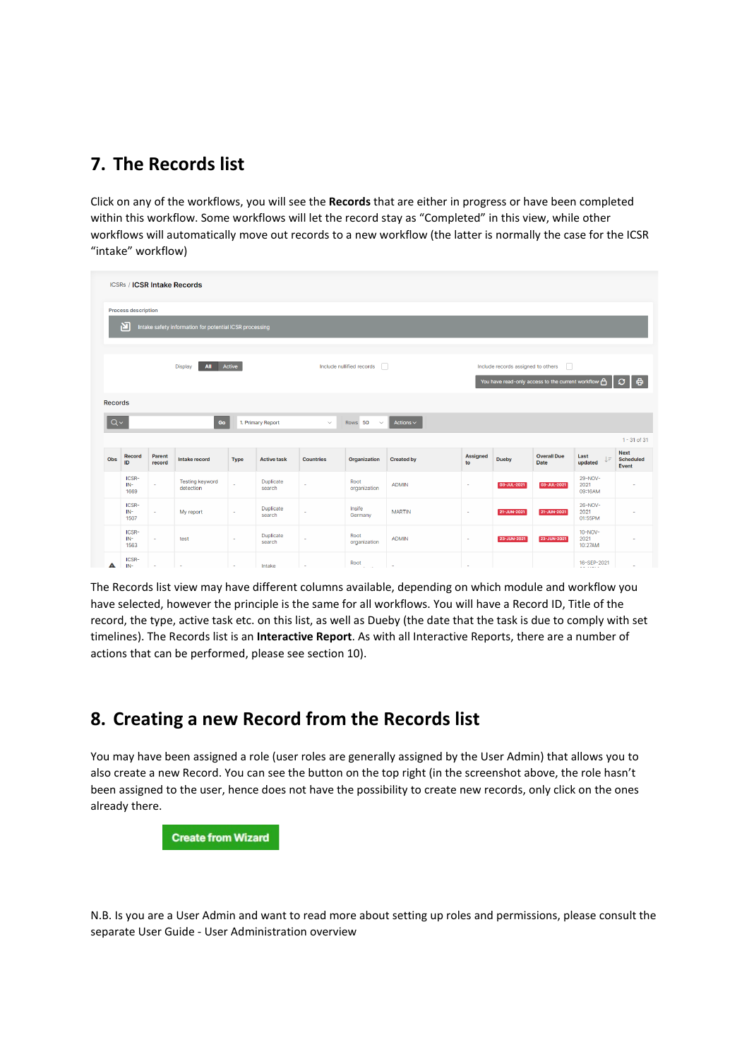## 7. The Records list

Click on any of the workflows, you will see the **Records** that are either in progress or have been completed within this workflow. Some workflows will let the record stay as “Completed” in this view, while other workflows will automatically move out records to a new workflow (the latter is normally the case for the ICSR “intake” workflow)

The Records list view may have different columns available, depending on which module and workflow you have selected, however the principle is the same for all workflows. You will have a Record ID, Title of the record, the type, active task etc. on this list, as well as Dueby (the date that the task is due to comply with set timelines). The Records list is an **Interactive Report**. As with all Interactive Reports, there are a number of actions that can be performed, please see section 10).

## 8. Creating a new Record from the Records list

You may have been assigned a role (user roles are generally assigned by the User Admin) that allows you to also create a new Record. You can see the button on the top right (in the screenshot above, the role hasn’t been assigned to the user, hence does not have the possibility to create new records, only click on the ones already there.

**Create from Wizard**

N.B. Is you are a User Admin and want to read more about setting up roles and permissions, please consult the separate User Guide - User Administration overview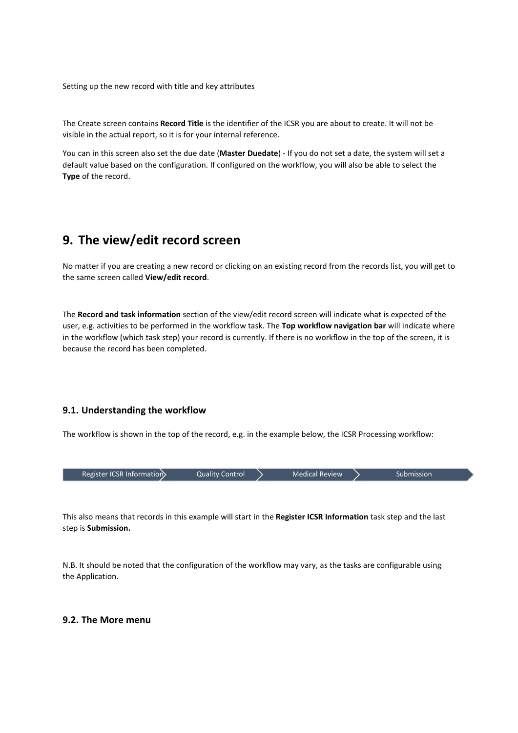Setting up the new record with title and key attributes

The Create screen contains **Record Title** is the identifier of the ICSR you are about to create. It will not be visible in the actual report, so it is for your internal reference.

You can in this screen also set the due date (**Master Duedate**) - If you do not set a date, the system will set a default value based on the configuration. If configured on the workflow, you will also be able to select the **Type** of the record.

# 9. The view/edit record screen

No matter if you are creating a new record or clicking on an existing record from the records list, you will get to the same screen called **View/edit record**.

The **Record and task information** section of the view/edit record screen will indicate what is expected of the user, e.g. activities to be performed in the workflow task. The **Top workflow navigation bar** will indicate where in the workflow (which task step) your record is currently. If there is no workflow in the top of the screen, it is because the record has been completed.

## 9.1. Understanding the workflow

The workflow is shown in the top of the record, e.g. in the example below, the ICSR Processing workflow:

Register ICSR Information > Quality Control > Medical Review > Submission

This also means that records in this example will start in the **Register ICSR Information** task step and the last step is **Submission.**

N.B. It should be noted that the configuration of the workflow may vary, as the tasks are configurable using the Application.

## 9.2. The More menu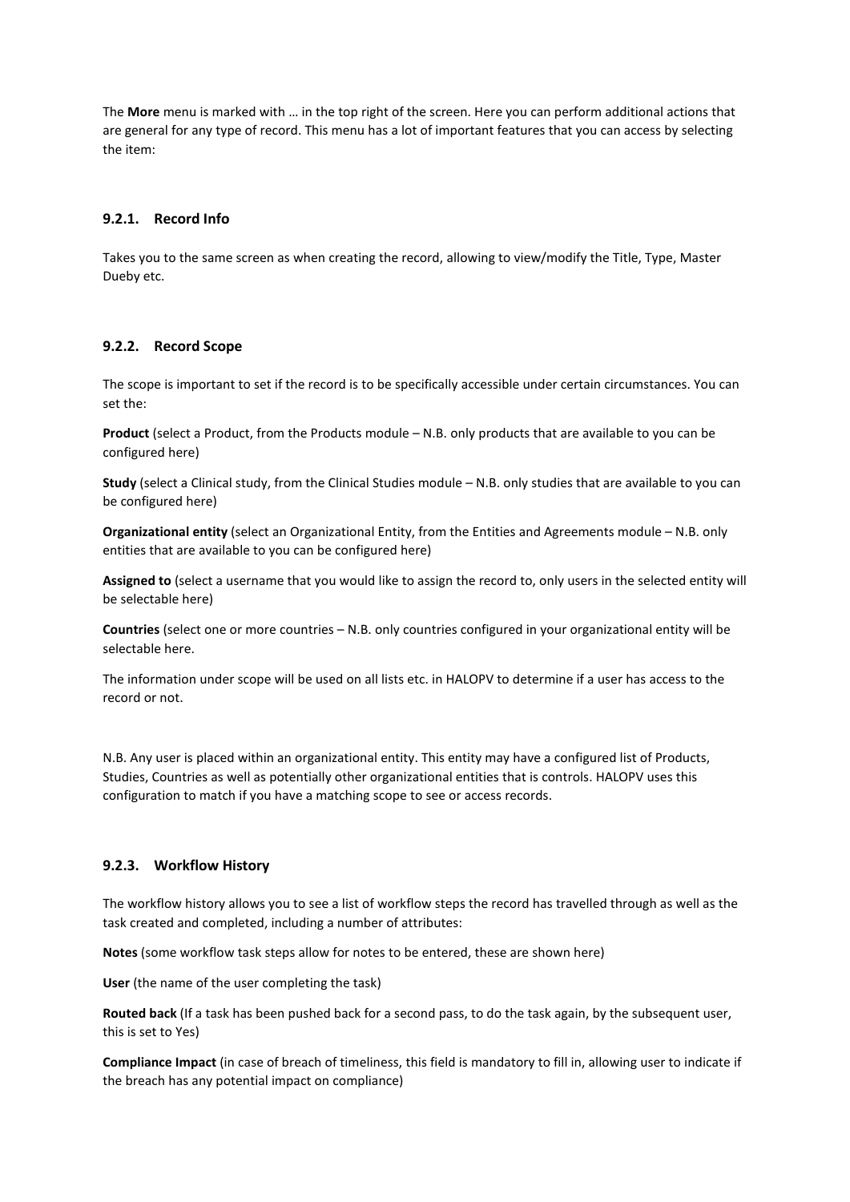The **More** menu is marked with … in the top right of the screen. Here you can perform additional actions that are general for any type of record. This menu has a lot of important features that you can access by selecting the item:

### 9.2.1. Record Info

Takes you to the same screen as when creating the record, allowing to view/modify the Title, Type, Master Dueby etc.

### 9.2.2. Record Scope

The scope is important to set if the record is to be specifically accessible under certain circumstances. You can set the:

**Product** (select a Product, from the Products module – N.B. only products that are available to you can be configured here)

**Study** (select a Clinical study, from the Clinical Studies module – N.B. only studies that are available to you can be configured here)

**Organizational entity** (select an Organizational Entity, from the Entities and Agreements module – N.B. only entities that are available to you can be configured here)

**Assigned to** (select a username that you would like to assign the record to, only users in the selected entity will be selectable here)

**Countries** (select one or more countries – N.B. only countries configured in your organizational entity will be selectable here.

The information under scope will be used on all lists etc. in HALOPV to determine if a user has access to the record or not.

N.B. Any user is placed within an organizational entity. This entity may have a configured list of Products, Studies, Countries as well as potentially other organizational entities that is controls. HALOPV uses this configuration to match if you have a matching scope to see or access records.

### 9.2.3. Workflow History

The workflow history allows you to see a list of workflow steps the record has travelled through as well as the task created and completed, including a number of attributes:

**Notes** (some workflow task steps allow for notes to be entered, these are shown here)

**User** (the name of the user completing the task)

**Routed back** (If a task has been pushed back for a second pass, to do the task again, by the subsequent user, this is set to Yes)

**Compliance Impact** (in case of breach of timeliness, this field is mandatory to fill in, allowing user to indicate if the breach has any potential impact on compliance)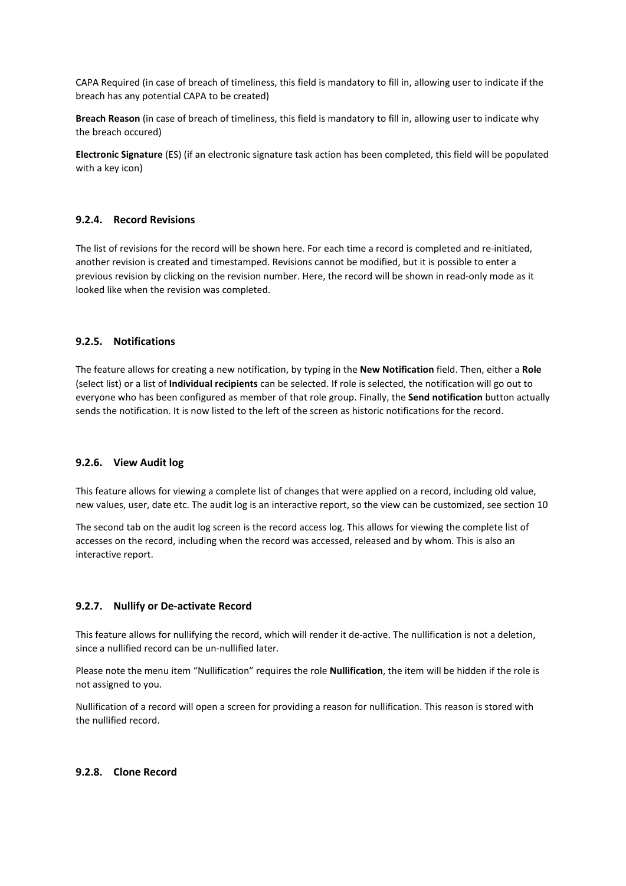CAPA Required (in case of breach of timeliness, this field is mandatory to fill in, allowing user to indicate if the breach has any potential CAPA to be created)

**Breach Reason** (in case of breach of timeliness, this field is mandatory to fill in, allowing user to indicate why the breach occured)

**Electronic Signature** (ES) (if an electronic signature task action has been completed, this field will be populated with a key icon)

### 9.2.4. Record Revisions

The list of revisions for the record will be shown here. For each time a record is completed and re-initiated, another revision is created and timestamped. Revisions cannot be modified, but it is possible to enter a previous revision by clicking on the revision number. Here, the record will be shown in read-only mode as it looked like when the revision was completed.

### 9.2.5. Notifications

The feature allows for creating a new notification, by typing in the **New Notification** field. Then, either a **Role** (select list) or a list of **Individual recipients** can be selected. If role is selected, the notification will go out to everyone who has been configured as member of that role group. Finally, the **Send notification** button actually sends the notification. It is now listed to the left of the screen as historic notifications for the record.

### 9.2.6. View Audit log

This feature allows for viewing a complete list of changes that were applied on a record, including old value, new values, user, date etc. The audit log is an interactive report, so the view can be customized, see section 10

The second tab on the audit log screen is the record access log. This allows for viewing the complete list of accesses on the record, including when the record was accessed, released and by whom. This is also an interactive report.

### 9.2.7. Nullify or De-activate Record

This feature allows for nullifying the record, which will render it de-active. The nullification is not a deletion, since a nullified record can be un-nullified later.

Please note the menu item "Nullification" requires the role **Nullification**, the item will be hidden if the role is not assigned to you.

Nullification of a record will open a screen for providing a reason for nullification. This reason is stored with the nullified record.

### 9.2.8. Clone Record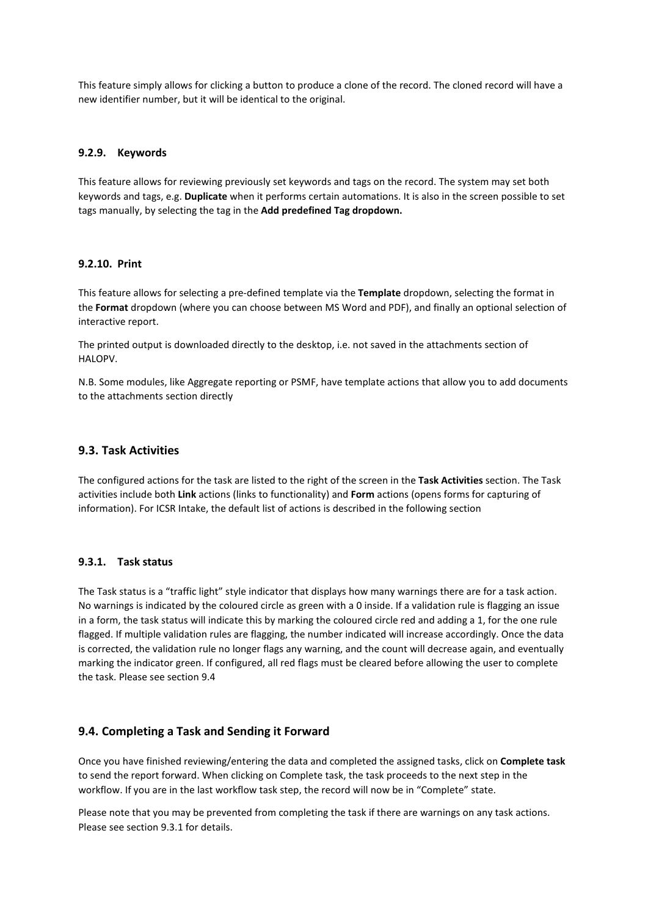This feature simply allows for clicking a button to produce a clone of the record. The cloned record will have a new identifier number, but it will be identical to the original.

### 9.2.9. Keywords

This feature allows for reviewing previously set keywords and tags on the record. The system may set both keywords and tags, e.g. **Duplicate** when it performs certain automations. It is also in the screen possible to set tags manually, by selecting the tag in the **Add predefined Tag dropdown.**

### 9.2.10. Print

This feature allows for selecting a pre-defined template via the **Template** dropdown, selecting the format in the **Format** dropdown (where you can choose between MS Word and PDF), and finally an optional selection of interactive report.

The printed output is downloaded directly to the desktop, i.e. not saved in the attachments section of HALOPV.

N.B. Some modules, like Aggregate reporting or PSMF, have template actions that allow you to add documents to the attachments section directly

## 9.3. Task Activities

The configured actions for the task are listed to the right of the screen in the **Task Activities** section. The Task activities include both **Link** actions (links to functionality) and **Form** actions (opens forms for capturing of information). For ICSR Intake, the default list of actions is described in the following section

### 9.3.1. Task status

The Task status is a "traffic light" style indicator that displays how many warnings there are for a task action. No warnings is indicated by the coloured circle as green with a 0 inside. If a validation rule is flagging an issue in a form, the task status will indicate this by marking the coloured circle red and adding a 1, for the one rule flagged. If multiple validation rules are flagging, the number indicated will increase accordingly. Once the data is corrected, the validation rule no longer flags any warning, and the count will decrease again, and eventually marking the indicator green. If configured, all red flags must be cleared before allowing the user to complete the task. Please see section 9.4

## 9.4. Completing a Task and Sending it Forward

Once you have finished reviewing/entering the data and completed the assigned tasks, click on **Complete task** to send the report forward. When clicking on Complete task, the task proceeds to the next step in the workflow. If you are in the last workflow task step, the record will now be in "Complete" state.

Please note that you may be prevented from completing the task if there are warnings on any task actions. Please see section 9.3.1 for details.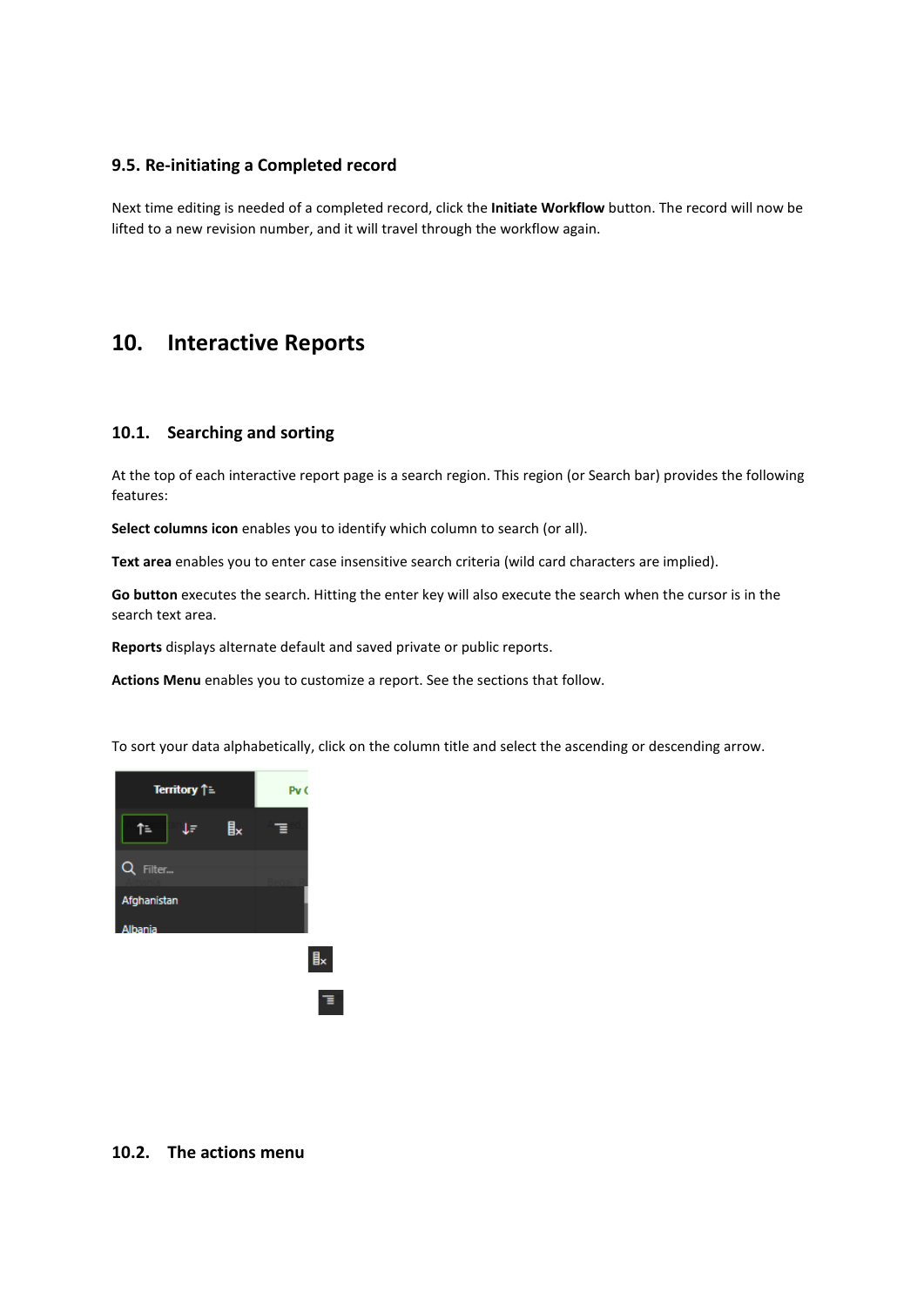### 9.5. Re-initiating a Completed record

Next time editing is needed of a completed record, click the **Initiate Workflow** button. The record will now be lifted to a new revision number, and it will travel through the workflow again.

# 10. Interactive Reports

## 10.1. Searching and sorting

At the top of each interactive report page is a search region. This region (or Search bar) provides the following features:

**Select columns icon** enables you to identify which column to search (or all).

**Text area** enables you to enter case insensitive search criteria (wild card characters are implied).

**Go button** executes the search. Hitting the enter key will also execute the search when the cursor is in the search text area.

**Reports** displays alternate default and saved private or public reports.

**Actions Menu** enables you to customize a report. See the sections that follow.

To sort your data alphabetically, click on the column title and select the ascending or descending arrow.

## 10.2. The actions menu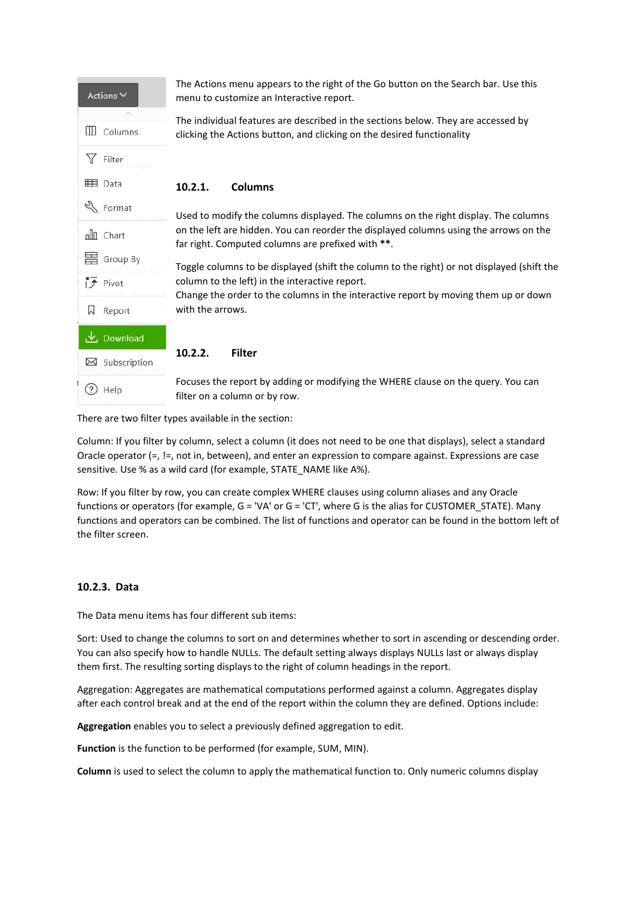The Actions menu appears to the right of the Go button on the Search bar. Use this menu to customize an Interactive report.

The individual features are described in the sections below. They are accessed by clicking the Actions button, and clicking on the desired functionality

### 10.2.1. Columns

Used to modify the columns displayed. The columns on the right display. The columns on the left are hidden. You can reorder the displayed columns using the arrows on the far right. Computed columns are prefixed with **.

Toggle columns to be displayed (shift the column to the right) or not displayed (shift the column to the left) in the interactive report.
Change the order to the columns in the interactive report by moving them up or down with the arrows.

### 10.2.2. Filter

Focuses the report by adding or modifying the WHERE clause on the query. You can filter on a column or by row.

There are two filter types available in the section:

Column: If you filter by column, select a column (it does not need to be one that displays), select a standard Oracle operator (=, !=, not in, between), and enter an expression to compare against. Expressions are case sensitive. Use % as a wild card (for example, STATE_NAME like A%).

Row: If you filter by row, you can create complex WHERE clauses using column aliases and any Oracle functions or operators (for example, G = 'VA' or G = 'CT', where G is the alias for CUSTOMER_STATE). Many functions and operators can be combined. The list of functions and operator can be found in the bottom left of the filter screen.

### 10.2.3. Data

The Data menu items has four different sub items:

Sort: Used to change the columns to sort on and determines whether to sort in ascending or descending order. You can also specify how to handle NULLs. The default setting always displays NULLs last or always display them first. The resulting sorting displays to the right of column headings in the report.

Aggregation: Aggregates are mathematical computations performed against a column. Aggregates display after each control break and at the end of the report within the column they are defined. Options include:

**Aggregation** enables you to select a previously defined aggregation to edit.

**Function** is the function to be performed (for example, SUM, MIN).

**Column** is used to select the column to apply the mathematical function to. Only numeric columns display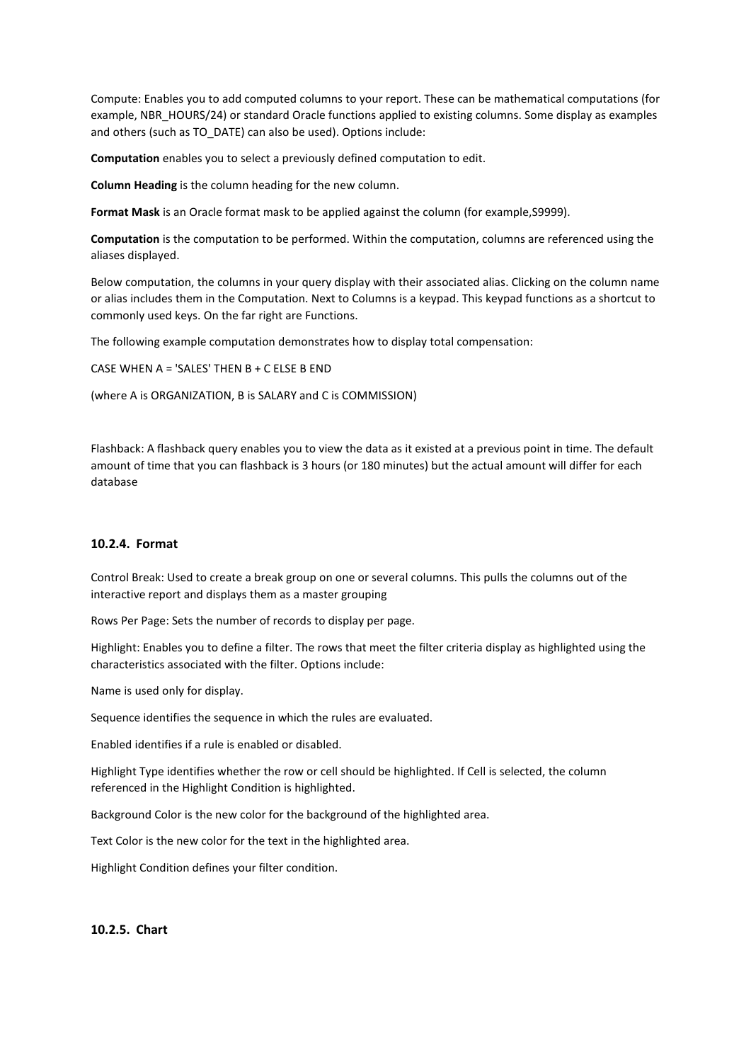Compute: Enables you to add computed columns to your report. These can be mathematical computations (for example, NBR_HOURS/24) or standard Oracle functions applied to existing columns. Some display as examples and others (such as TO_DATE) can also be used). Options include:

**Computation** enables you to select a previously defined computation to edit.

**Column Heading** is the column heading for the new column.

**Format Mask** is an Oracle format mask to be applied against the column (for example,S9999).

**Computation** is the computation to be performed. Within the computation, columns are referenced using the aliases displayed.

Below computation, the columns in your query display with their associated alias. Clicking on the column name or alias includes them in the Computation. Next to Columns is a keypad. This keypad functions as a shortcut to commonly used keys. On the far right are Functions.

The following example computation demonstrates how to display total compensation:

CASE WHEN A = 'SALES' THEN B + C ELSE B END

(where A is ORGANIZATION, B is SALARY and C is COMMISSION)

Flashback: A flashback query enables you to view the data as it existed at a previous point in time. The default amount of time that you can flashback is 3 hours (or 180 minutes) but the actual amount will differ for each database

### 10.2.4. Format

Control Break: Used to create a break group on one or several columns. This pulls the columns out of the interactive report and displays them as a master grouping

Rows Per Page: Sets the number of records to display per page.

Highlight: Enables you to define a filter. The rows that meet the filter criteria display as highlighted using the characteristics associated with the filter. Options include:

Name is used only for display.

Sequence identifies the sequence in which the rules are evaluated.

Enabled identifies if a rule is enabled or disabled.

Highlight Type identifies whether the row or cell should be highlighted. If Cell is selected, the column referenced in the Highlight Condition is highlighted.

Background Color is the new color for the background of the highlighted area.

Text Color is the new color for the text in the highlighted area.

Highlight Condition defines your filter condition.

### 10.2.5. Chart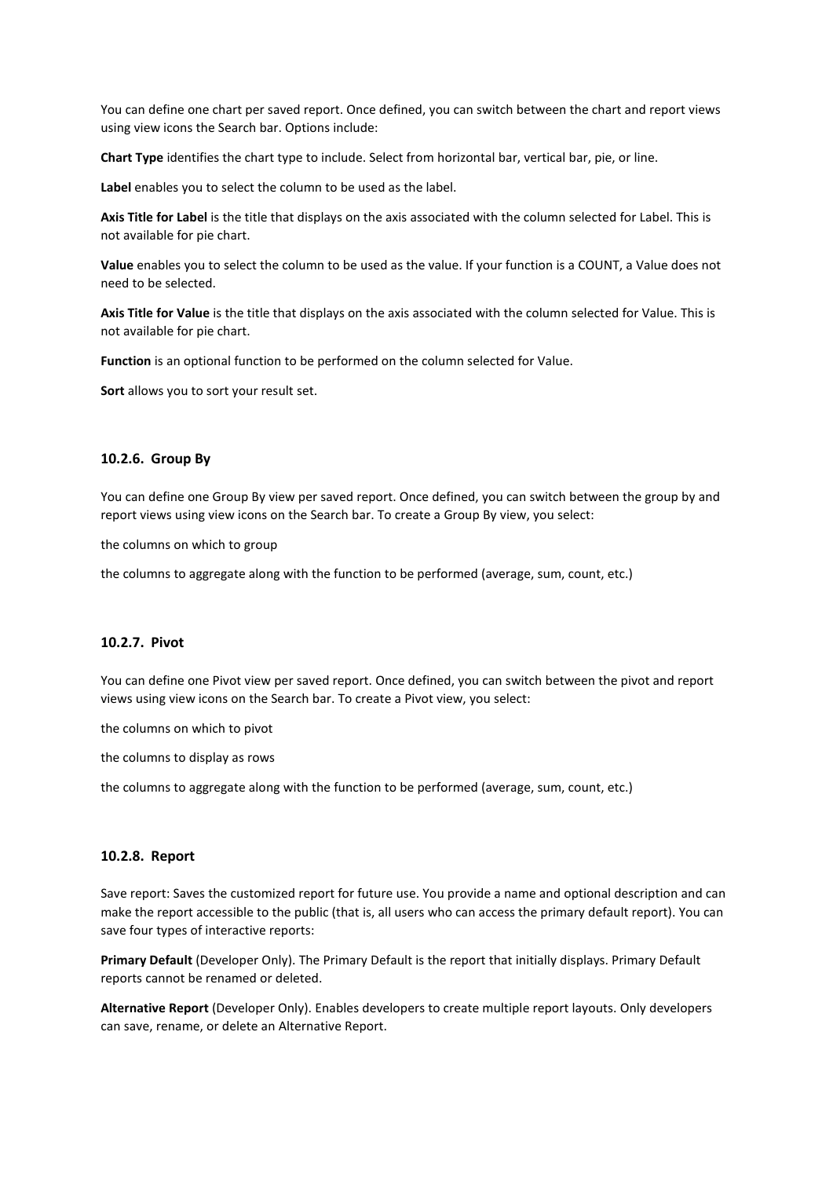You can define one chart per saved report. Once defined, you can switch between the chart and report views using view icons the Search bar. Options include:

**Chart Type** identifies the chart type to include. Select from horizontal bar, vertical bar, pie, or line.

**Label** enables you to select the column to be used as the label.

**Axis Title for Label** is the title that displays on the axis associated with the column selected for Label. This is not available for pie chart.

**Value** enables you to select the column to be used as the value. If your function is a COUNT, a Value does not need to be selected.

**Axis Title for Value** is the title that displays on the axis associated with the column selected for Value. This is not available for pie chart.

**Function** is an optional function to be performed on the column selected for Value.

**Sort** allows you to sort your result set.

### 10.2.6. Group By

You can define one Group By view per saved report. Once defined, you can switch between the group by and report views using view icons on the Search bar. To create a Group By view, you select:

the columns on which to group

the columns to aggregate along with the function to be performed (average, sum, count, etc.)

### 10.2.7. Pivot

You can define one Pivot view per saved report. Once defined, you can switch between the pivot and report views using view icons on the Search bar. To create a Pivot view, you select:

the columns on which to pivot

the columns to display as rows

the columns to aggregate along with the function to be performed (average, sum, count, etc.)

### 10.2.8. Report

Save report: Saves the customized report for future use. You provide a name and optional description and can make the report accessible to the public (that is, all users who can access the primary default report). You can save four types of interactive reports:

**Primary Default** (Developer Only). The Primary Default is the report that initially displays. Primary Default reports cannot be renamed or deleted.

**Alternative Report** (Developer Only). Enables developers to create multiple report layouts. Only developers can save, rename, or delete an Alternative Report.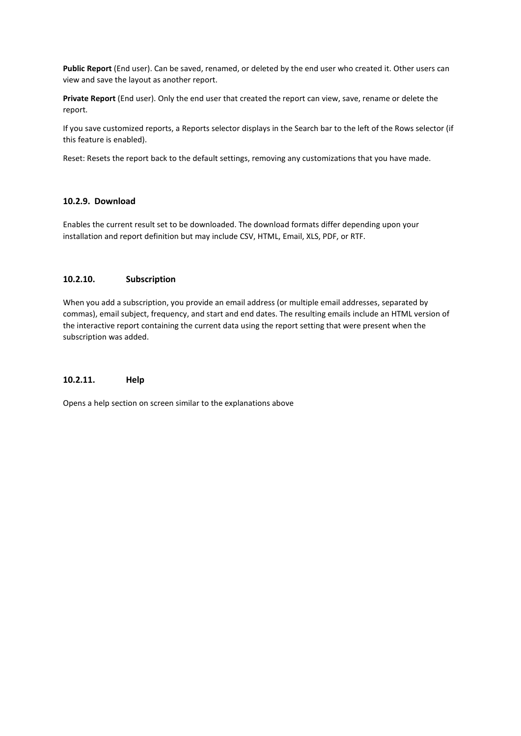**Public Report** (End user). Can be saved, renamed, or deleted by the end user who created it. Other users can view and save the layout as another report.

**Private Report** (End user). Only the end user that created the report can view, save, rename or delete the report.

If you save customized reports, a Reports selector displays in the Search bar to the left of the Rows selector (if this feature is enabled).

Reset: Resets the report back to the default settings, removing any customizations that you have made.

### 10.2.9. Download

Enables the current result set to be downloaded. The download formats differ depending upon your installation and report definition but may include CSV, HTML, Email, XLS, PDF, or RTF.

### 10.2.10. Subscription

When you add a subscription, you provide an email address (or multiple email addresses, separated by commas), email subject, frequency, and start and end dates. The resulting emails include an HTML version of the interactive report containing the current data using the report setting that were present when the subscription was added.

### 10.2.11. Help

Opens a help section on screen similar to the explanations above